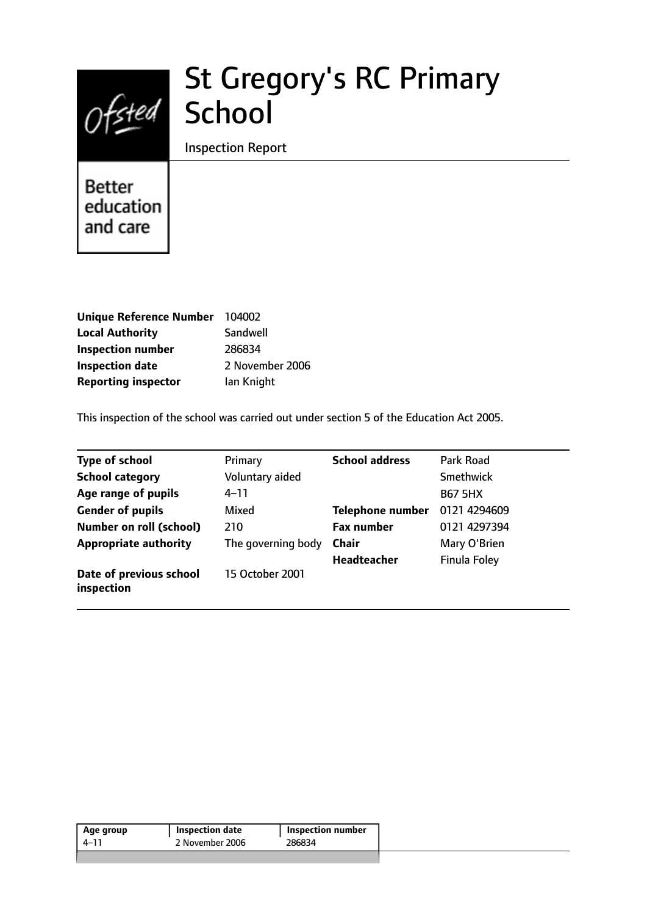# St Gregory's RC Primary School

Inspection Report

Better education and care

| | |
|---|---|
| **Unique Reference Number** | 104002 |
| **Local Authority** | Sandwell |
| **Inspection number** | 286834 |
| **Inspection date** | 2 November 2006 |
| **Reporting inspector** | Ian Knight |

This inspection of the school was carried out under section 5 of the Education Act 2005.

| | | | |
|---|---|---|---|
| **Type of school** | Primary | **School address** | Park Road |
| **School category** | Voluntary aided | | Smethwick |
| **Age range of pupils** | 4–11 | | B67 5HX |
| **Gender of pupils** | Mixed | **Telephone number** | 0121 4294609 |
| **Number on roll (school)** | 210 | **Fax number** | 0121 4297394 |
| **Appropriate authority** | The governing body | **Chair** | Mary O'Brien |
| | | **Headteacher** | Finula Foley |
| **Date of previous school inspection** | 15 October 2001 | | |

| Age group | Inspection date | Inspection number |
|---|---|---|
| 4–11 | 2 November 2006 | 286834 |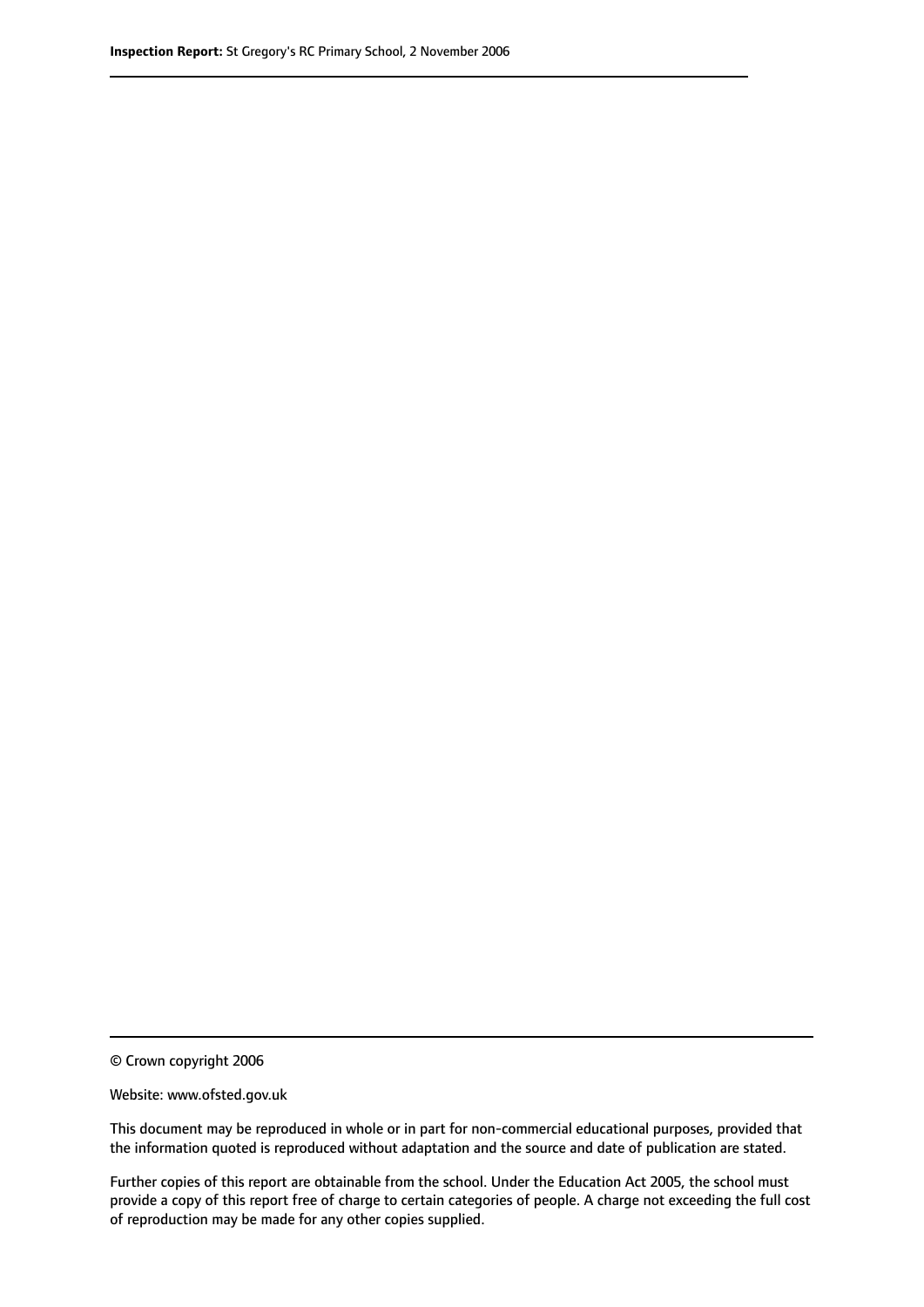© Crown copyright 2006

Website: www.ofsted.gov.uk

This document may be reproduced in whole or in part for non-commercial educational purposes, provided that the information quoted is reproduced without adaptation and the source and date of publication are stated.

Further copies of this report are obtainable from the school. Under the Education Act 2005, the school must provide a copy of this report free of charge to certain categories of people. A charge not exceeding the full cost of reproduction may be made for any other copies supplied.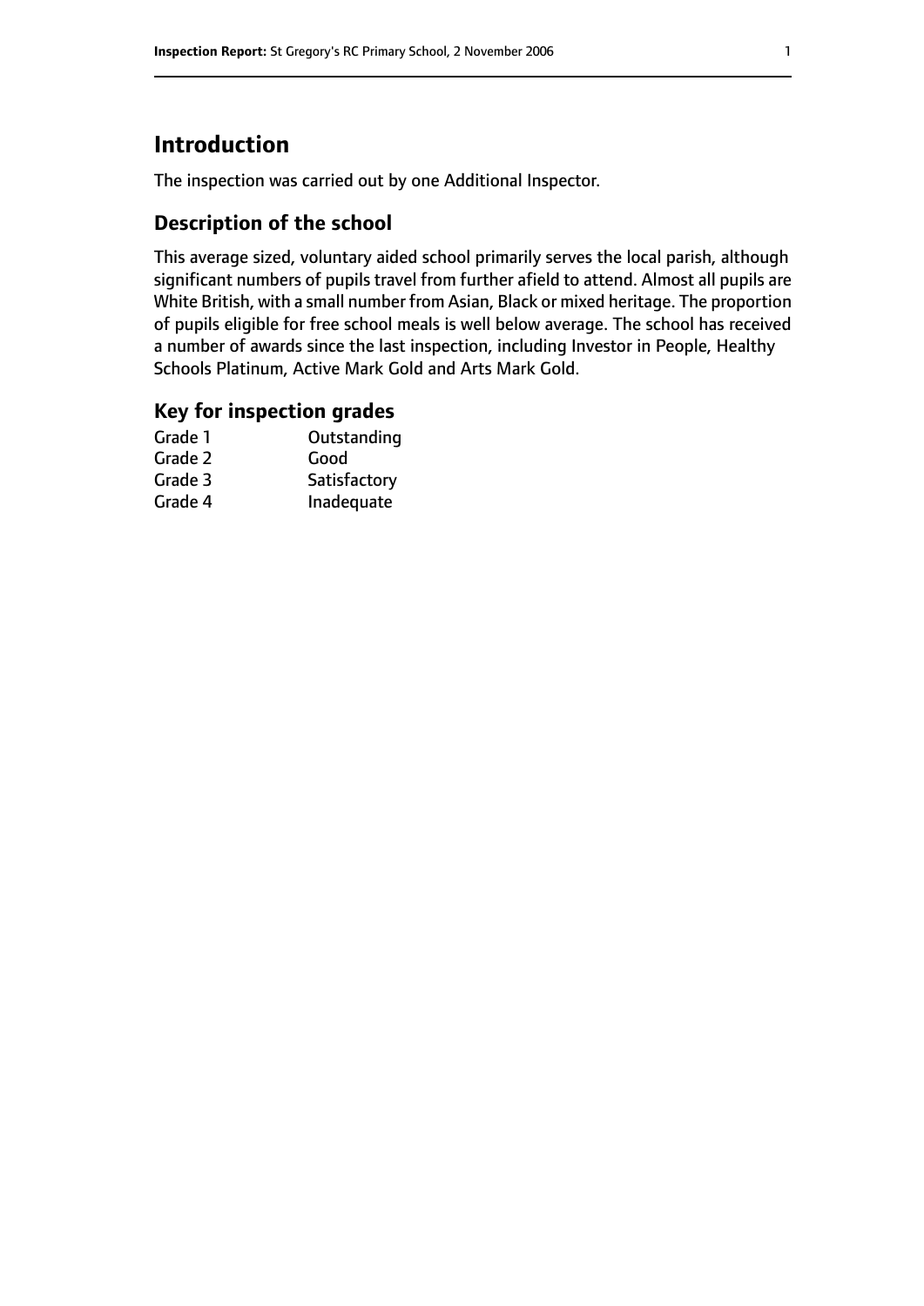# Introduction

The inspection was carried out by one Additional Inspector.

## Description of the school

This average sized, voluntary aided school primarily serves the local parish, although significant numbers of pupils travel from further afield to attend. Almost all pupils are White British, with a small number from Asian, Black or mixed heritage. The proportion of pupils eligible for free school meals is well below average. The school has received a number of awards since the last inspection, including Investor in People, Healthy Schools Platinum, Active Mark Gold and Arts Mark Gold.

## Key for inspection grades

| | |
|---|---|
| Grade 1 | Outstanding |
| Grade 2 | Good |
| Grade 3 | Satisfactory |
| Grade 4 | Inadequate |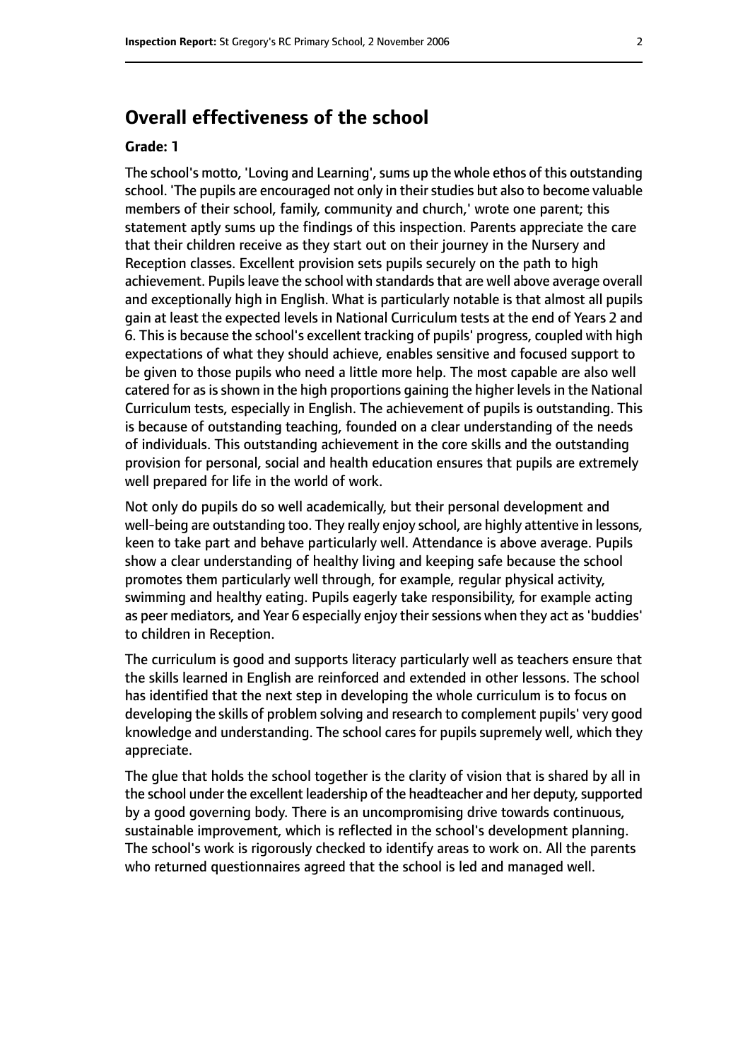## Overall effectiveness of the school

**Grade: 1**

The school's motto, 'Loving and Learning', sums up the whole ethos of this outstanding school. 'The pupils are encouraged not only in their studies but also to become valuable members of their school, family, community and church,' wrote one parent; this statement aptly sums up the findings of this inspection. Parents appreciate the care that their children receive as they start out on their journey in the Nursery and Reception classes. Excellent provision sets pupils securely on the path to high achievement. Pupils leave the school with standards that are well above average overall and exceptionally high in English. What is particularly notable is that almost all pupils gain at least the expected levels in National Curriculum tests at the end of Years 2 and 6. This is because the school's excellent tracking of pupils' progress, coupled with high expectations of what they should achieve, enables sensitive and focused support to be given to those pupils who need a little more help. The most capable are also well catered for as is shown in the high proportions gaining the higher levels in the National Curriculum tests, especially in English. The achievement of pupils is outstanding. This is because of outstanding teaching, founded on a clear understanding of the needs of individuals. This outstanding achievement in the core skills and the outstanding provision for personal, social and health education ensures that pupils are extremely well prepared for life in the world of work.

Not only do pupils do so well academically, but their personal development and well-being are outstanding too. They really enjoy school, are highly attentive in lessons, keen to take part and behave particularly well. Attendance is above average. Pupils show a clear understanding of healthy living and keeping safe because the school promotes them particularly well through, for example, regular physical activity, swimming and healthy eating. Pupils eagerly take responsibility, for example acting as peer mediators, and Year 6 especially enjoy their sessions when they act as 'buddies' to children in Reception.

The curriculum is good and supports literacy particularly well as teachers ensure that the skills learned in English are reinforced and extended in other lessons. The school has identified that the next step in developing the whole curriculum is to focus on developing the skills of problem solving and research to complement pupils' very good knowledge and understanding. The school cares for pupils supremely well, which they appreciate.

The glue that holds the school together is the clarity of vision that is shared by all in the school under the excellent leadership of the headteacher and her deputy, supported by a good governing body. There is an uncompromising drive towards continuous, sustainable improvement, which is reflected in the school's development planning. The school's work is rigorously checked to identify areas to work on. All the parents who returned questionnaires agreed that the school is led and managed well.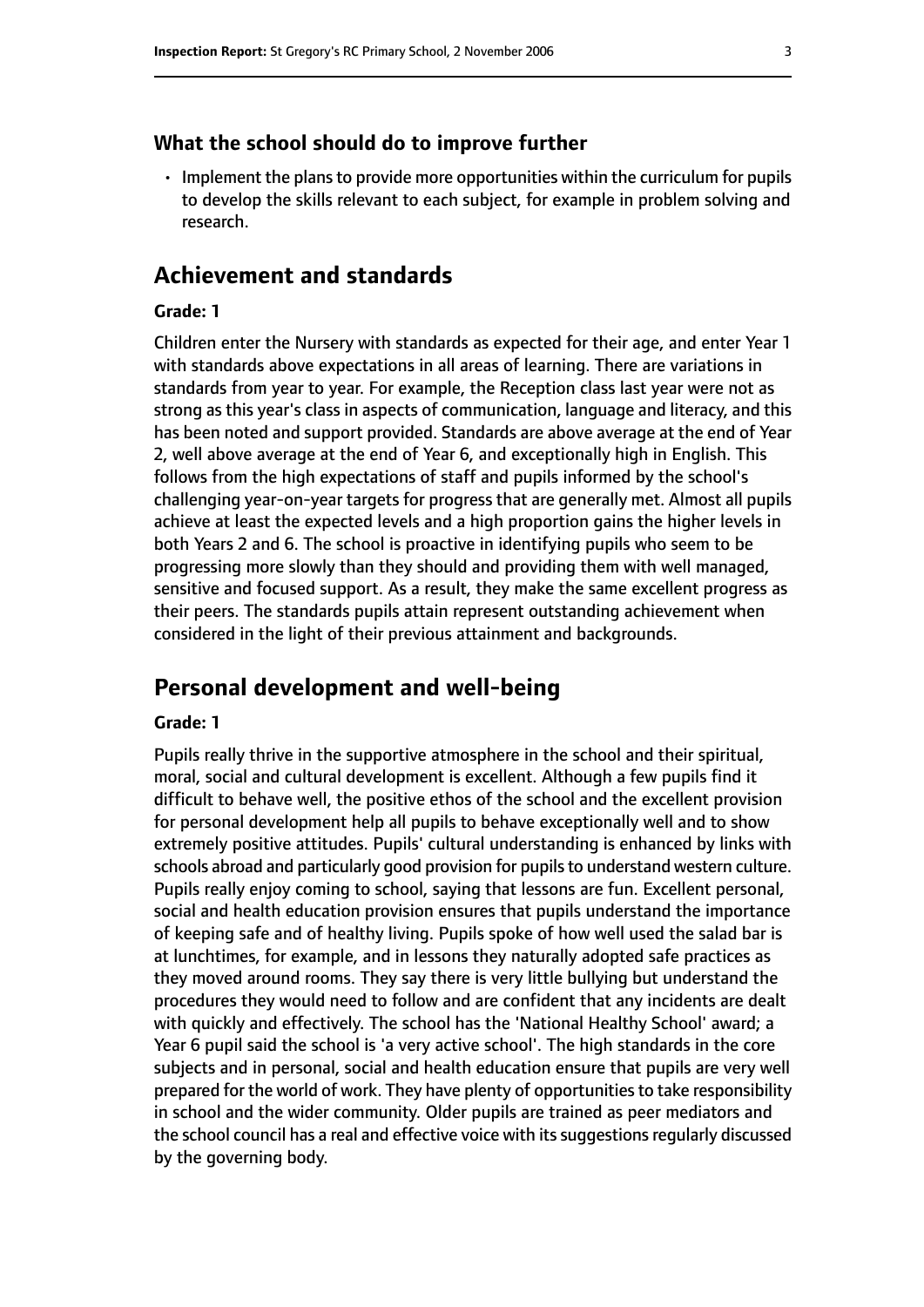### What the school should do to improve further

- Implement the plans to provide more opportunities within the curriculum for pupils to develop the skills relevant to each subject, for example in problem solving and research.

## Achievement and standards

**Grade: 1**

Children enter the Nursery with standards as expected for their age, and enter Year 1 with standards above expectations in all areas of learning. There are variations in standards from year to year. For example, the Reception class last year were not as strong as this year's class in aspects of communication, language and literacy, and this has been noted and support provided. Standards are above average at the end of Year 2, well above average at the end of Year 6, and exceptionally high in English. This follows from the high expectations of staff and pupils informed by the school's challenging year-on-year targets for progress that are generally met. Almost all pupils achieve at least the expected levels and a high proportion gains the higher levels in both Years 2 and 6. The school is proactive in identifying pupils who seem to be progressing more slowly than they should and providing them with well managed, sensitive and focused support. As a result, they make the same excellent progress as their peers. The standards pupils attain represent outstanding achievement when considered in the light of their previous attainment and backgrounds.

## Personal development and well-being

**Grade: 1**

Pupils really thrive in the supportive atmosphere in the school and their spiritual, moral, social and cultural development is excellent. Although a few pupils find it difficult to behave well, the positive ethos of the school and the excellent provision for personal development help all pupils to behave exceptionally well and to show extremely positive attitudes. Pupils' cultural understanding is enhanced by links with schools abroad and particularly good provision for pupils to understand western culture. Pupils really enjoy coming to school, saying that lessons are fun. Excellent personal, social and health education provision ensures that pupils understand the importance of keeping safe and of healthy living. Pupils spoke of how well used the salad bar is at lunchtimes, for example, and in lessons they naturally adopted safe practices as they moved around rooms. They say there is very little bullying but understand the procedures they would need to follow and are confident that any incidents are dealt with quickly and effectively. The school has the 'National Healthy School' award; a Year 6 pupil said the school is 'a very active school'. The high standards in the core subjects and in personal, social and health education ensure that pupils are very well prepared for the world of work. They have plenty of opportunities to take responsibility in school and the wider community. Older pupils are trained as peer mediators and the school council has a real and effective voice with its suggestions regularly discussed by the governing body.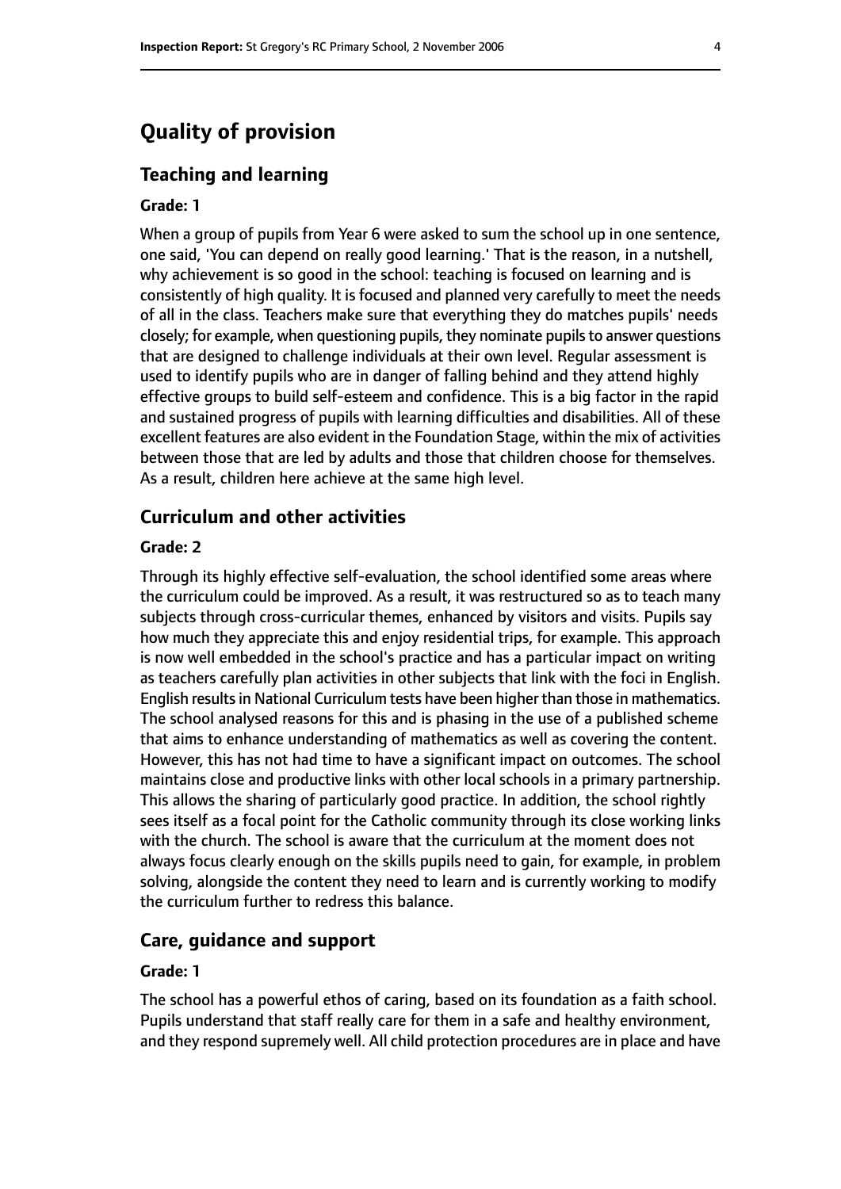# Quality of provision

## Teaching and learning

**Grade: 1**

When a group of pupils from Year 6 were asked to sum the school up in one sentence, one said, 'You can depend on really good learning.' That is the reason, in a nutshell, why achievement is so good in the school: teaching is focused on learning and is consistently of high quality. It is focused and planned very carefully to meet the needs of all in the class. Teachers make sure that everything they do matches pupils' needs closely; for example, when questioning pupils, they nominate pupils to answer questions that are designed to challenge individuals at their own level. Regular assessment is used to identify pupils who are in danger of falling behind and they attend highly effective groups to build self-esteem and confidence. This is a big factor in the rapid and sustained progress of pupils with learning difficulties and disabilities. All of these excellent features are also evident in the Foundation Stage, within the mix of activities between those that are led by adults and those that children choose for themselves. As a result, children here achieve at the same high level.

## Curriculum and other activities

**Grade: 2**

Through its highly effective self-evaluation, the school identified some areas where the curriculum could be improved. As a result, it was restructured so as to teach many subjects through cross-curricular themes, enhanced by visitors and visits. Pupils say how much they appreciate this and enjoy residential trips, for example. This approach is now well embedded in the school's practice and has a particular impact on writing as teachers carefully plan activities in other subjects that link with the foci in English. English results in National Curriculum tests have been higher than those in mathematics. The school analysed reasons for this and is phasing in the use of a published scheme that aims to enhance understanding of mathematics as well as covering the content. However, this has not had time to have a significant impact on outcomes. The school maintains close and productive links with other local schools in a primary partnership. This allows the sharing of particularly good practice. In addition, the school rightly sees itself as a focal point for the Catholic community through its close working links with the church. The school is aware that the curriculum at the moment does not always focus clearly enough on the skills pupils need to gain, for example, in problem solving, alongside the content they need to learn and is currently working to modify the curriculum further to redress this balance.

## Care, guidance and support

**Grade: 1**

The school has a powerful ethos of caring, based on its foundation as a faith school. Pupils understand that staff really care for them in a safe and healthy environment, and they respond supremely well. All child protection procedures are in place and have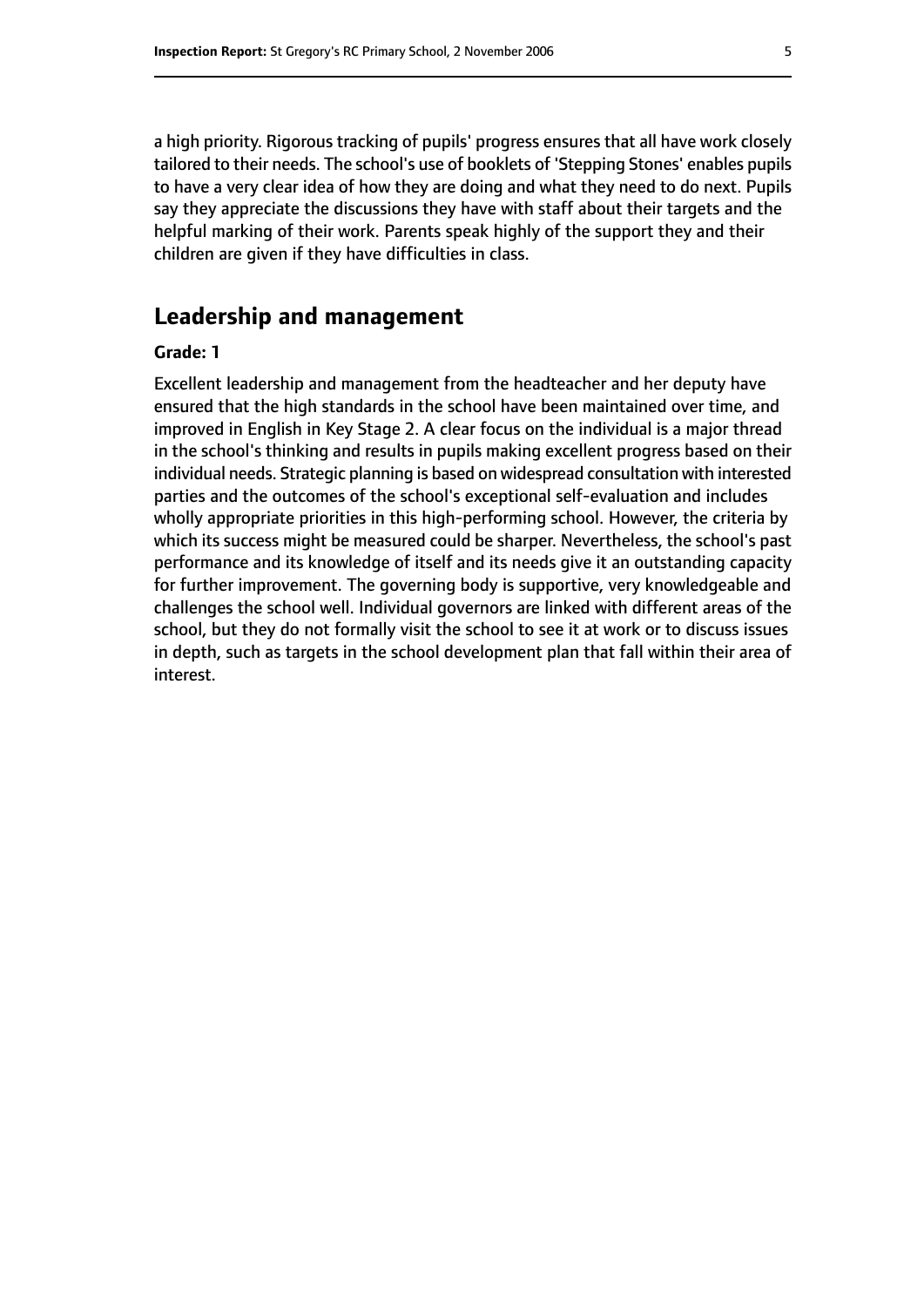a high priority. Rigorous tracking of pupils' progress ensures that all have work closely tailored to their needs. The school's use of booklets of 'Stepping Stones' enables pupils to have a very clear idea of how they are doing and what they need to do next. Pupils say they appreciate the discussions they have with staff about their targets and the helpful marking of their work. Parents speak highly of the support they and their children are given if they have difficulties in class.

## Leadership and management

**Grade: 1**

Excellent leadership and management from the headteacher and her deputy have ensured that the high standards in the school have been maintained over time, and improved in English in Key Stage 2. A clear focus on the individual is a major thread in the school's thinking and results in pupils making excellent progress based on their individual needs. Strategic planning is based on widespread consultation with interested parties and the outcomes of the school's exceptional self-evaluation and includes wholly appropriate priorities in this high-performing school. However, the criteria by which its success might be measured could be sharper. Nevertheless, the school's past performance and its knowledge of itself and its needs give it an outstanding capacity for further improvement. The governing body is supportive, very knowledgeable and challenges the school well. Individual governors are linked with different areas of the school, but they do not formally visit the school to see it at work or to discuss issues in depth, such as targets in the school development plan that fall within their area of interest.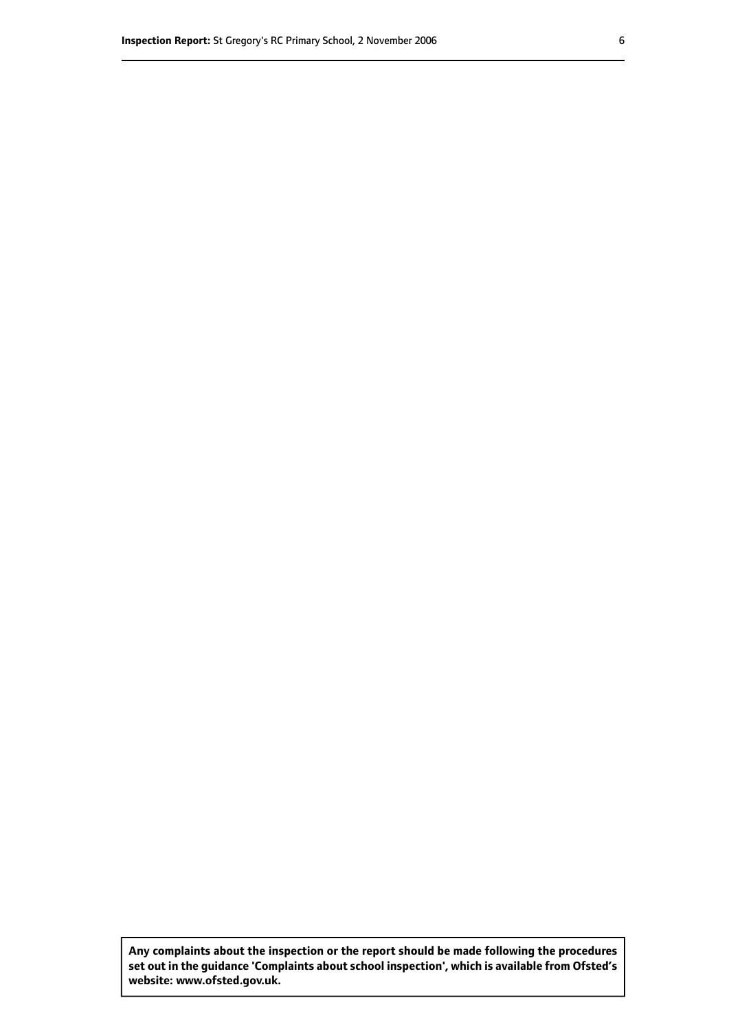**Any complaints about the inspection or the report should be made following the procedures set out in the guidance 'Complaints about school inspection', which is available from Ofsted's website: www.ofsted.gov.uk.**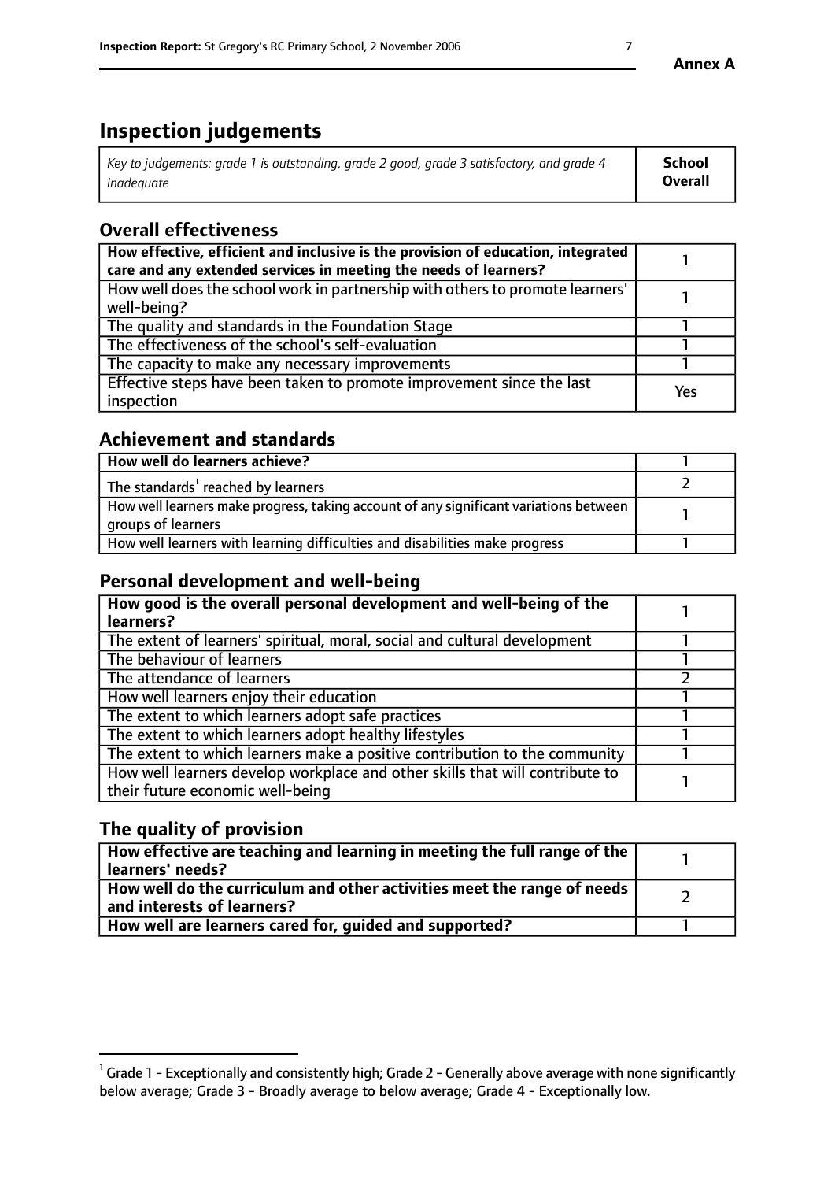# Inspection judgements

| *Key to judgements: grade 1 is outstanding, grade 2 good, grade 3 satisfactory, and grade 4 inadequate* | **School Overall** |
|---|---|

## Overall effectiveness

| | |
|---|---|
| **How effective, efficient and inclusive is the provision of education, integrated care and any extended services in meeting the needs of learners?** | 1 |
| How well does the school work in partnership with others to promote learners' well-being? | 1 |
| The quality and standards in the Foundation Stage | 1 |
| The effectiveness of the school's self-evaluation | 1 |
| The capacity to make any necessary improvements | 1 |
| Effective steps have been taken to promote improvement since the last inspection | Yes |

## Achievement and standards

| | |
|---|---|
| **How well do learners achieve?** | 1 |
| The standards[1] reached by learners | 2 |
| How well learners make progress, taking account of any significant variations between groups of learners | 1 |
| How well learners with learning difficulties and disabilities make progress | 1 |

## Personal development and well-being

| | |
|---|---|
| **How good is the overall personal development and well-being of the learners?** | 1 |
| The extent of learners' spiritual, moral, social and cultural development | 1 |
| The behaviour of learners | 1 |
| The attendance of learners | 2 |
| How well learners enjoy their education | 1 |
| The extent to which learners adopt safe practices | 1 |
| The extent to which learners adopt healthy lifestyles | 1 |
| The extent to which learners make a positive contribution to the community | 1 |
| How well learners develop workplace and other skills that will contribute to their future economic well-being | 1 |

## The quality of provision

| | |
|---|---|
| **How effective are teaching and learning in meeting the full range of the learners' needs?** | 1 |
| **How well do the curriculum and other activities meet the range of needs and interests of learners?** | 2 |
| **How well are learners cared for, guided and supported?** | 1 |

[1] Grade 1 - Exceptionally and consistently high; Grade 2 - Generally above average with none significantly below average; Grade 3 - Broadly average to below average; Grade 4 - Exceptionally low.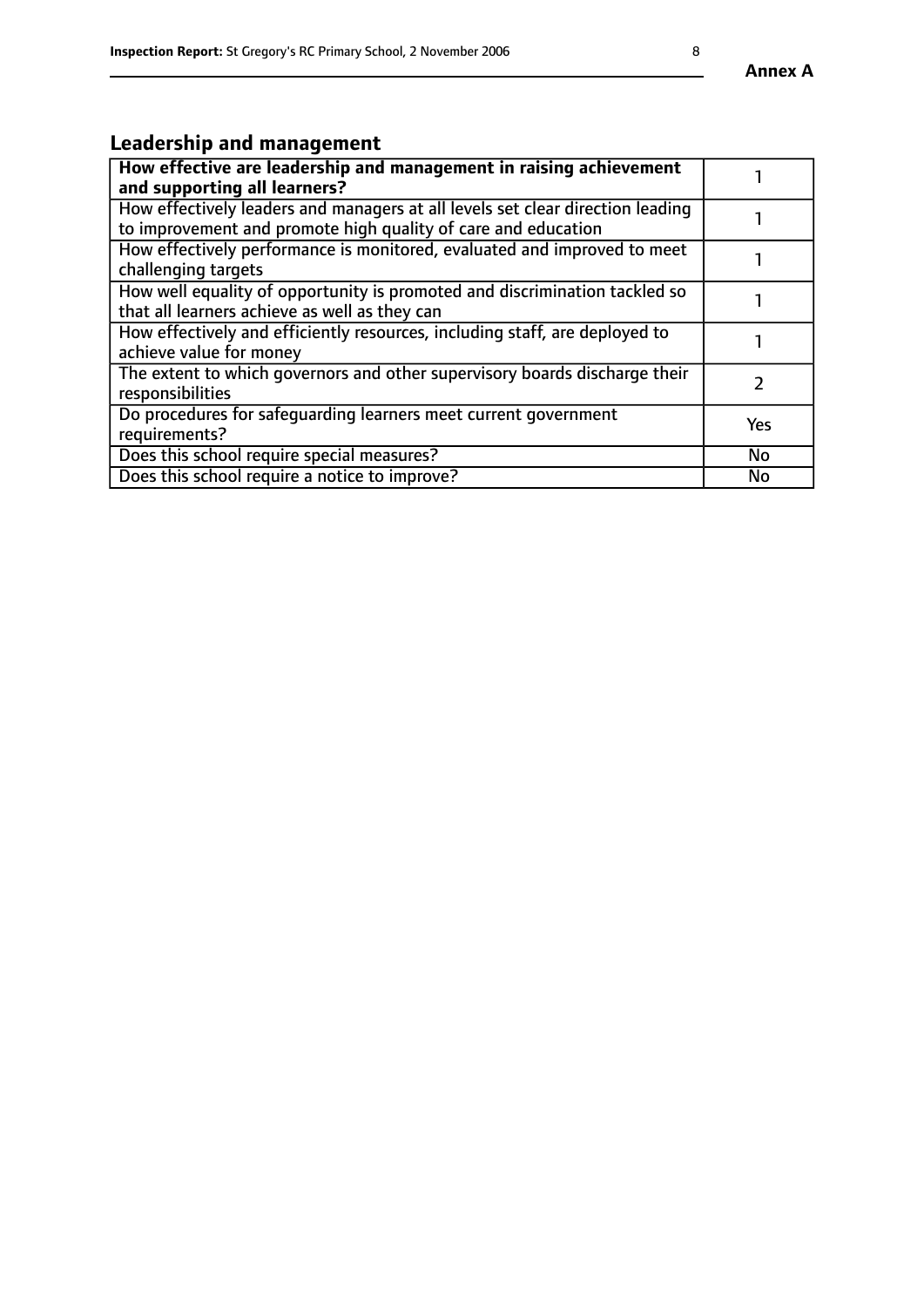## Leadership and management

| How effective are leadership and management in raising achievement and supporting all learners? | 1 |
|---|---|
| How effectively leaders and managers at all levels set clear direction leading to improvement and promote high quality of care and education | 1 |
| How effectively performance is monitored, evaluated and improved to meet challenging targets | 1 |
| How well equality of opportunity is promoted and discrimination tackled so that all learners achieve as well as they can | 1 |
| How effectively and efficiently resources, including staff, are deployed to achieve value for money | 1 |
| The extent to which governors and other supervisory boards discharge their responsibilities | 2 |
| Do procedures for safeguarding learners meet current government requirements? | Yes |
| Does this school require special measures? | No |
| Does this school require a notice to improve? | No |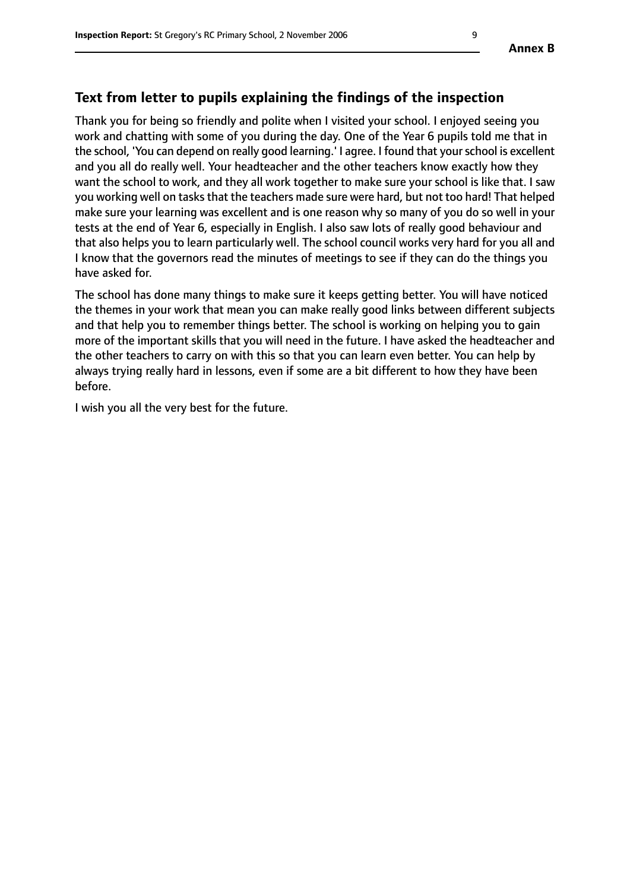## Text from letter to pupils explaining the findings of the inspection

Thank you for being so friendly and polite when I visited your school. I enjoyed seeing you work and chatting with some of you during the day. One of the Year 6 pupils told me that in the school, 'You can depend on really good learning.' I agree. I found that your school is excellent and you all do really well. Your headteacher and the other teachers know exactly how they want the school to work, and they all work together to make sure your school is like that. I saw you working well on tasks that the teachers made sure were hard, but not too hard! That helped make sure your learning was excellent and is one reason why so many of you do so well in your tests at the end of Year 6, especially in English. I also saw lots of really good behaviour and that also helps you to learn particularly well. The school council works very hard for you all and I know that the governors read the minutes of meetings to see if they can do the things you have asked for.

The school has done many things to make sure it keeps getting better. You will have noticed the themes in your work that mean you can make really good links between different subjects and that help you to remember things better. The school is working on helping you to gain more of the important skills that you will need in the future. I have asked the headteacher and the other teachers to carry on with this so that you can learn even better. You can help by always trying really hard in lessons, even if some are a bit different to how they have been before.

I wish you all the very best for the future.